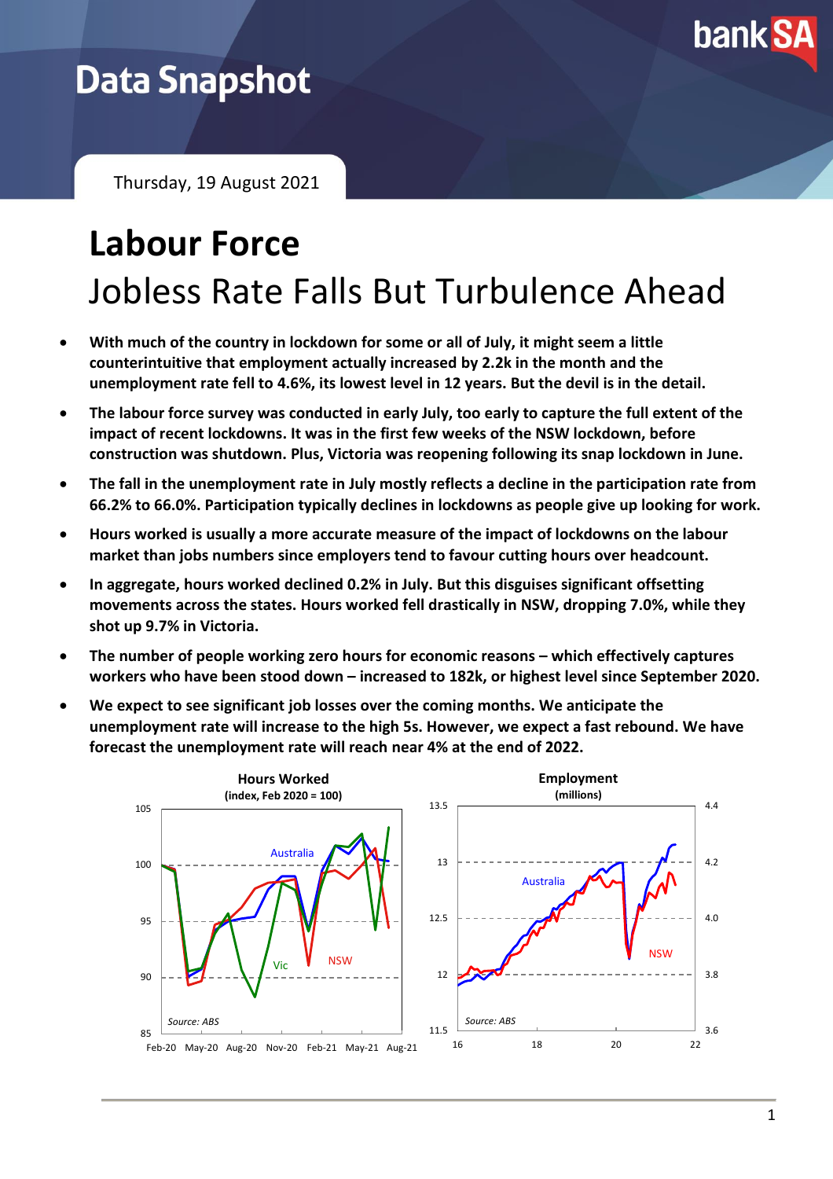# Data Snapshot

Thursday, 19 August 2021

# Labour Force

## Jobless Rate Falls But Turbulence Ahead

- **With much of the country in lockdown for some or all of July, it might seem a little counterintuitive that employment actually increased by 2.2k in the month and the unemployment rate fell to 4.6%, its lowest level in 12 years. But the devil is in the detail.**
- **The labour force survey was conducted in early July, too early to capture the full extent of the impact of recent lockdowns. It was in the first few weeks of the NSW lockdown, before construction was shutdown. Plus, Victoria was reopening following its snap lockdown in June.**
- **The fall in the unemployment rate in July mostly reflects a decline in the participation rate from 66.2% to 66.0%. Participation typically declines in lockdowns as people give up looking for work.**
- **Hours worked is usually a more accurate measure of the impact of lockdowns on the labour market than jobs numbers since employers tend to favour cutting hours over headcount.**
- **In aggregate, hours worked declined 0.2% in July. But this disguises significant offsetting movements across the states. Hours worked fell drastically in NSW, dropping 7.0%, while they shot up 9.7% in Victoria.**
- **The number of people working zero hours for economic reasons – which effectively captures workers who have been stood down – increased to 182k, or highest level since September 2020.**
- **We expect to see significant job losses over the coming months. We anticipate the unemployment rate will increase to the high 5s. However, we expect a fast rebound. We have forecast the unemployment rate will reach near 4% at the end of 2022.**

**Hours Worked**
**(index, Feb 2020 = 100)**

Chart: Australia, Vic, NSW; Feb-20 to Aug-21. Source: ABS

**Employment**
**(millions)**

Chart: Australia (left axis), NSW (right axis); 16 to 22. Source: ABS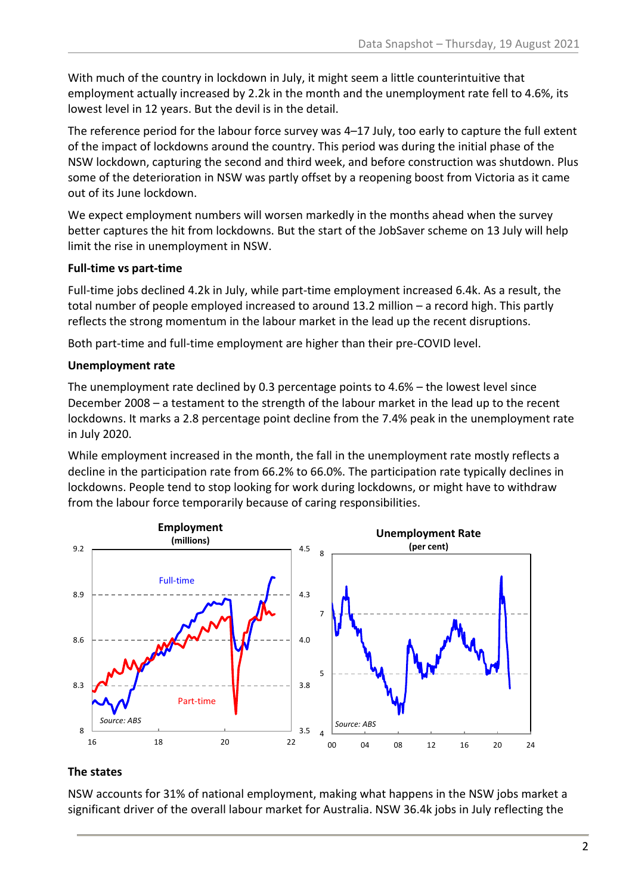With much of the country in lockdown in July, it might seem a little counterintuitive that employment actually increased by 2.2k in the month and the unemployment rate fell to 4.6%, its lowest level in 12 years. But the devil is in the detail.

The reference period for the labour force survey was 4–17 July, too early to capture the full extent of the impact of lockdowns around the country. This period was during the initial phase of the NSW lockdown, capturing the second and third week, and before construction was shutdown. Plus some of the deterioration in NSW was partly offset by a reopening boost from Victoria as it came out of its June lockdown.

We expect employment numbers will worsen markedly in the months ahead when the survey better captures the hit from lockdowns. But the start of the JobSaver scheme on 13 July will help limit the rise in unemployment in NSW.

**Full-time vs part-time**

Full-time jobs declined 4.2k in July, while part-time employment increased 6.4k. As a result, the total number of people employed increased to around 13.2 million – a record high. This partly reflects the strong momentum in the labour market in the lead up the recent disruptions.

Both part-time and full-time employment are higher than their pre-COVID level.

**Unemployment rate**

The unemployment rate declined by 0.3 percentage points to 4.6% – the lowest level since December 2008 – a testament to the strength of the labour market in the lead up to the recent lockdowns. It marks a 2.8 percentage point decline from the 7.4% peak in the unemployment rate in July 2020.

While employment increased in the month, the fall in the unemployment rate mostly reflects a decline in the participation rate from 66.2% to 66.0%. The participation rate typically declines in lockdowns. People tend to stop looking for work during lockdowns, or might have to withdraw from the labour force temporarily because of caring responsibilities.

**Employment** (millions)

Full-time; Part-time

Source: ABS

**Unemployment Rate** (per cent)

Source: ABS

**The states**

NSW accounts for 31% of national employment, making what happens in the NSW jobs market a significant driver of the overall labour market for Australia. NSW 36.4k jobs in July reflecting the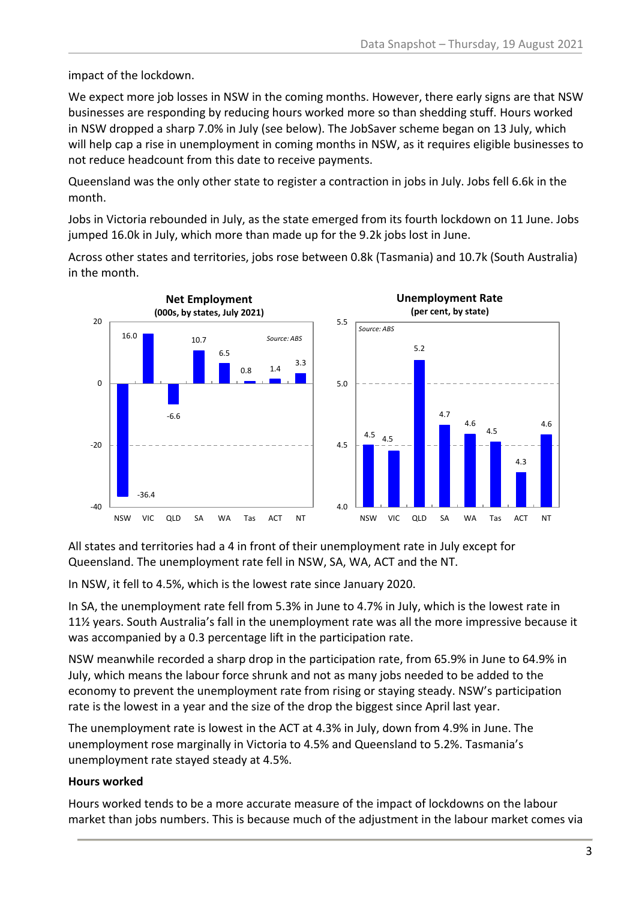impact of the lockdown.

We expect more job losses in NSW in the coming months. However, there early signs are that NSW businesses are responding by reducing hours worked more so than shedding stuff. Hours worked in NSW dropped a sharp 7.0% in July (see below). The JobSaver scheme began on 13 July, which will help cap a rise in unemployment in coming months in NSW, as it requires eligible businesses to not reduce headcount from this date to receive payments.

Queensland was the only other state to register a contraction in jobs in July. Jobs fell 6.6k in the month.

Jobs in Victoria rebounded in July, as the state emerged from its fourth lockdown on 11 June. Jobs jumped 16.0k in July, which more than made up for the 9.2k jobs lost in June.

Across other states and territories, jobs rose between 0.8k (Tasmania) and 10.7k (South Australia) in the month.

**Net Employment**
**(000s, by states, July 2021)**

| NSW | VIC | QLD | SA | WA | Tas | ACT | NT |
|---|---|---|---|---|---|---|---|
| -36.4 | 16.0 | -6.6 | 10.7 | 6.5 | 0.8 | 1.4 | 3.3 |

*Source: ABS*

**Unemployment Rate**
**(per cent, by state)**

| NSW | VIC | QLD | SA | WA | Tas | ACT | NT |
|---|---|---|---|---|---|---|---|
| 4.5 | 4.5 | 5.2 | 4.7 | 4.6 | 4.5 | 4.3 | 4.6 |

*Source: ABS*

All states and territories had a 4 in front of their unemployment rate in July except for Queensland. The unemployment rate fell in NSW, SA, WA, ACT and the NT.

In NSW, it fell to 4.5%, which is the lowest rate since January 2020.

In SA, the unemployment rate fell from 5.3% in June to 4.7% in July, which is the lowest rate in 11½ years. South Australia's fall in the unemployment rate was all the more impressive because it was accompanied by a 0.3 percentage lift in the participation rate.

NSW meanwhile recorded a sharp drop in the participation rate, from 65.9% in June to 64.9% in July, which means the labour force shrunk and not as many jobs needed to be added to the economy to prevent the unemployment rate from rising or staying steady. NSW's participation rate is the lowest in a year and the size of the drop the biggest since April last year.

The unemployment rate is lowest in the ACT at 4.3% in July, down from 4.9% in June. The unemployment rose marginally in Victoria to 4.5% and Queensland to 5.2%. Tasmania's unemployment rate stayed steady at 4.5%.

**Hours worked**

Hours worked tends to be a more accurate measure of the impact of lockdowns on the labour market than jobs numbers. This is because much of the adjustment in the labour market comes via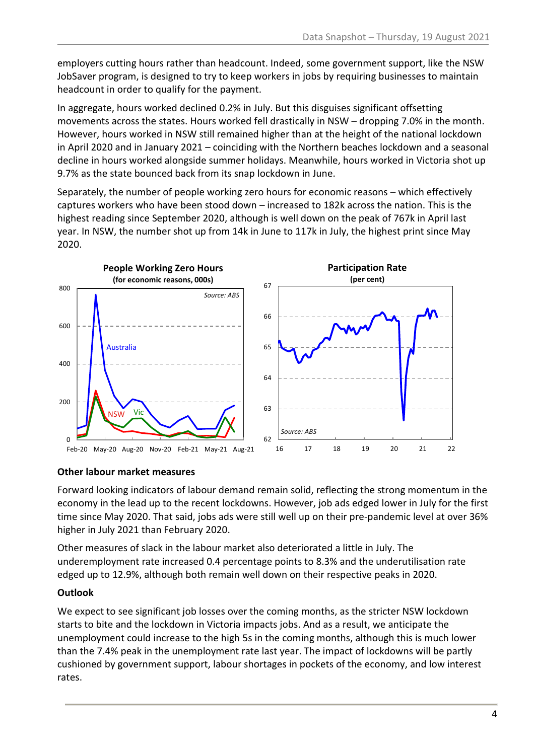employers cutting hours rather than headcount. Indeed, some government support, like the NSW JobSaver program, is designed to try to keep workers in jobs by requiring businesses to maintain headcount in order to qualify for the payment.

In aggregate, hours worked declined 0.2% in July. But this disguises significant offsetting movements across the states. Hours worked fell drastically in NSW – dropping 7.0% in the month. However, hours worked in NSW still remained higher than at the height of the national lockdown in April 2020 and in January 2021 – coinciding with the Northern beaches lockdown and a seasonal decline in hours worked alongside summer holidays. Meanwhile, hours worked in Victoria shot up 9.7% as the state bounced back from its snap lockdown in June.

Separately, the number of people working zero hours for economic reasons – which effectively captures workers who have been stood down – increased to 182k across the nation. This is the highest reading since September 2020, although is well down on the peak of 767k in April last year. In NSW, the number shot up from 14k in June to 117k in July, the highest print since May 2020.

**People Working Zero Hours**
**(for economic reasons, 000s)**

**Participation Rate**
**(per cent)**

### Other labour market measures

Forward looking indicators of labour demand remain solid, reflecting the strong momentum in the economy in the lead up to the recent lockdowns. However, job ads edged lower in July for the first time since May 2020. That said, jobs ads were still well up on their pre-pandemic level at over 36% higher in July 2021 than February 2020.

Other measures of slack in the labour market also deteriorated a little in July. The underemployment rate increased 0.4 percentage points to 8.3% and the underutilisation rate edged up to 12.9%, although both remain well down on their respective peaks in 2020.

### Outlook

We expect to see significant job losses over the coming months, as the stricter NSW lockdown starts to bite and the lockdown in Victoria impacts jobs. And as a result, we anticipate the unemployment could increase to the high 5s in the coming months, although this is much lower than the 7.4% peak in the unemployment rate last year. The impact of lockdowns will be partly cushioned by government support, labour shortages in pockets of the economy, and low interest rates.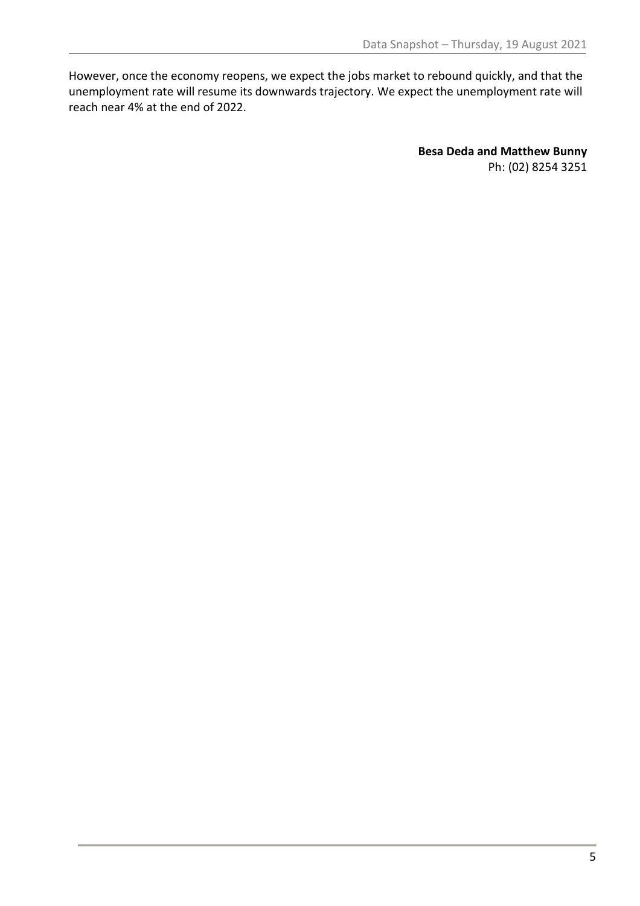However, once the economy reopens, we expect the jobs market to rebound quickly, and that the unemployment rate will resume its downwards trajectory. We expect the unemployment rate will reach near 4% at the end of 2022.

**Besa Deda and Matthew Bunny**
Ph: (02) 8254 3251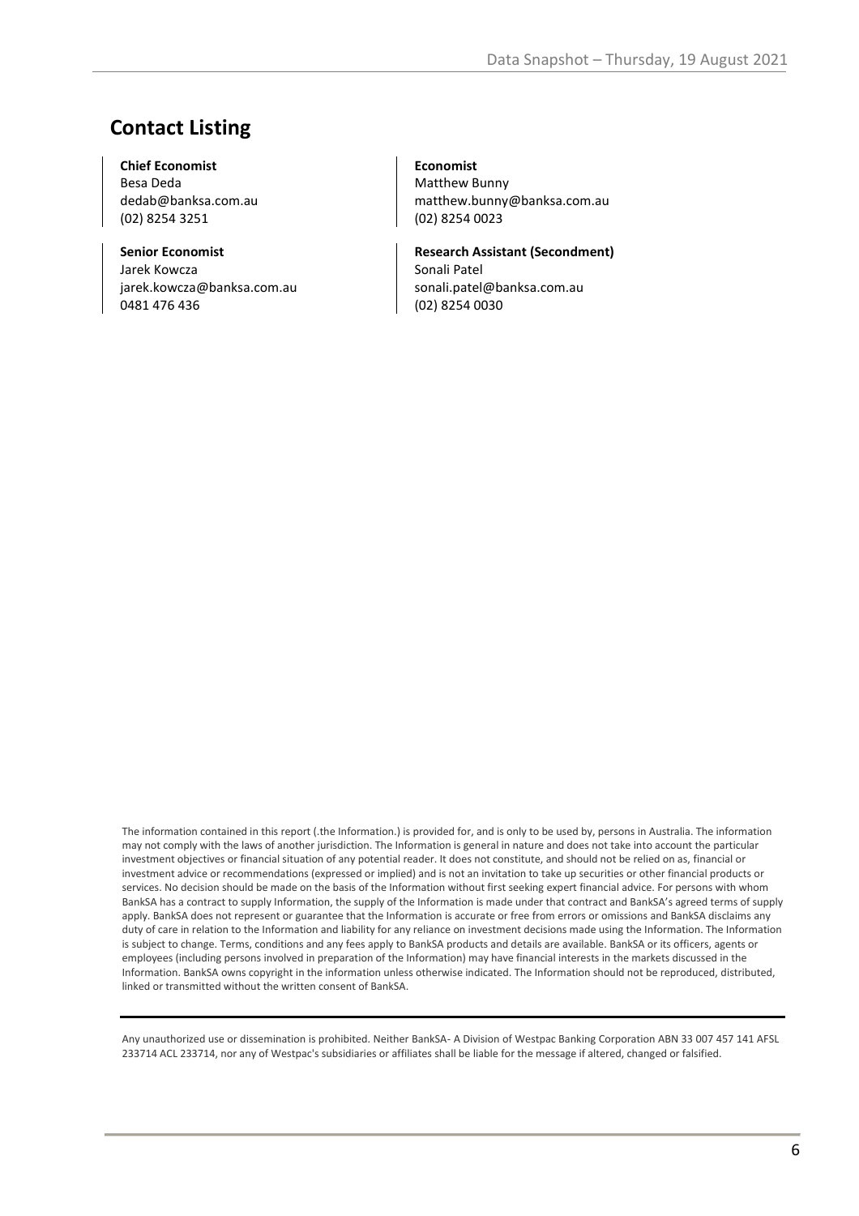## Contact Listing

**Chief Economist**
Besa Deda
dedab@banksa.com.au
(02) 8254 3251

**Senior Economist**
Jarek Kowcza
jarek.kowcza@banksa.com.au
0481 476 436

**Economist**
Matthew Bunny
matthew.bunny@banksa.com.au
(02) 8254 0023

**Research Assistant (Secondment)**
Sonali Patel
sonali.patel@banksa.com.au
(02) 8254 0030

The information contained in this report (.the Information.) is provided for, and is only to be used by, persons in Australia. The information may not comply with the laws of another jurisdiction. The Information is general in nature and does not take into account the particular investment objectives or financial situation of any potential reader. It does not constitute, and should not be relied on as, financial or investment advice or recommendations (expressed or implied) and is not an invitation to take up securities or other financial products or services. No decision should be made on the basis of the Information without first seeking expert financial advice. For persons with whom BankSA has a contract to supply Information, the supply of the Information is made under that contract and BankSA's agreed terms of supply apply. BankSA does not represent or guarantee that the Information is accurate or free from errors or omissions and BankSA disclaims any duty of care in relation to the Information and liability for any reliance on investment decisions made using the Information. The Information is subject to change. Terms, conditions and any fees apply to BankSA products and details are available. BankSA or its officers, agents or employees (including persons involved in preparation of the Information) may have financial interests in the markets discussed in the Information. BankSA owns copyright in the information unless otherwise indicated. The Information should not be reproduced, distributed, linked or transmitted without the written consent of BankSA.

---

Any unauthorized use or dissemination is prohibited. Neither BankSA- A Division of Westpac Banking Corporation ABN 33 007 457 141 AFSL 233714 ACL 233714, nor any of Westpac's subsidiaries or affiliates shall be liable for the message if altered, changed or falsified.